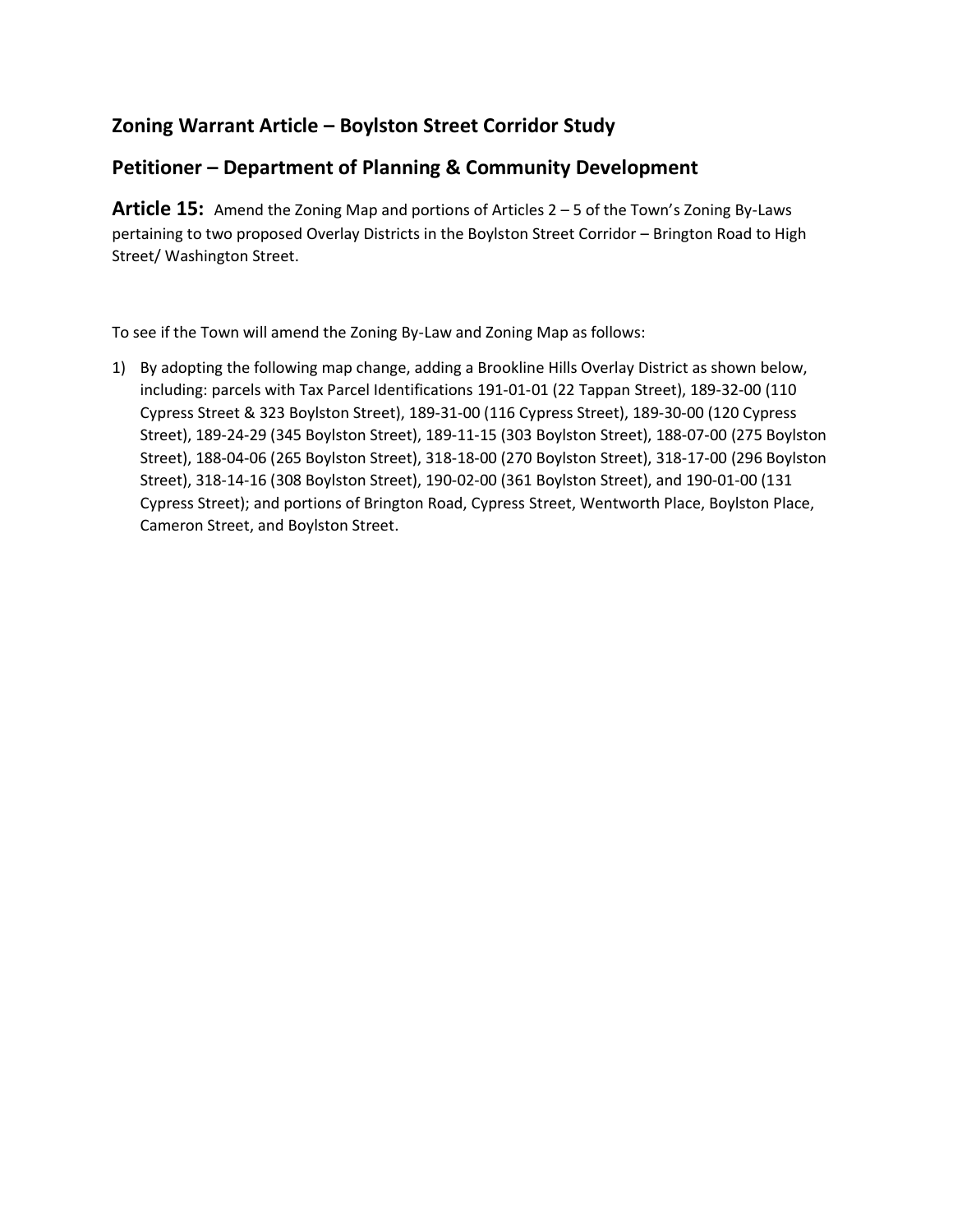## Zoning Warrant Article – Boylston Street Corridor Study

## Petitioner – Department of Planning & Community Development

**Article 15:** Amend the Zoning Map and portions of Articles 2 – 5 of the Town's Zoning By-Laws pertaining to two proposed Overlay Districts in the Boylston Street Corridor – Brington Road to High Street/ Washington Street.

To see if the Town will amend the Zoning By-Law and Zoning Map as follows:

1) By adopting the following map change, adding a Brookline Hills Overlay District as shown below, including: parcels with Tax Parcel Identifications 191-01-01 (22 Tappan Street), 189-32-00 (110 Cypress Street & 323 Boylston Street), 189-31-00 (116 Cypress Street), 189-30-00 (120 Cypress Street), 189-24-29 (345 Boylston Street), 189-11-15 (303 Boylston Street), 188-07-00 (275 Boylston Street), 188-04-06 (265 Boylston Street), 318-18-00 (270 Boylston Street), 318-17-00 (296 Boylston Street), 318-14-16 (308 Boylston Street), 190-02-00 (361 Boylston Street), and 190-01-00 (131 Cypress Street); and portions of Brington Road, Cypress Street, Wentworth Place, Boylston Place, Cameron Street, and Boylston Street.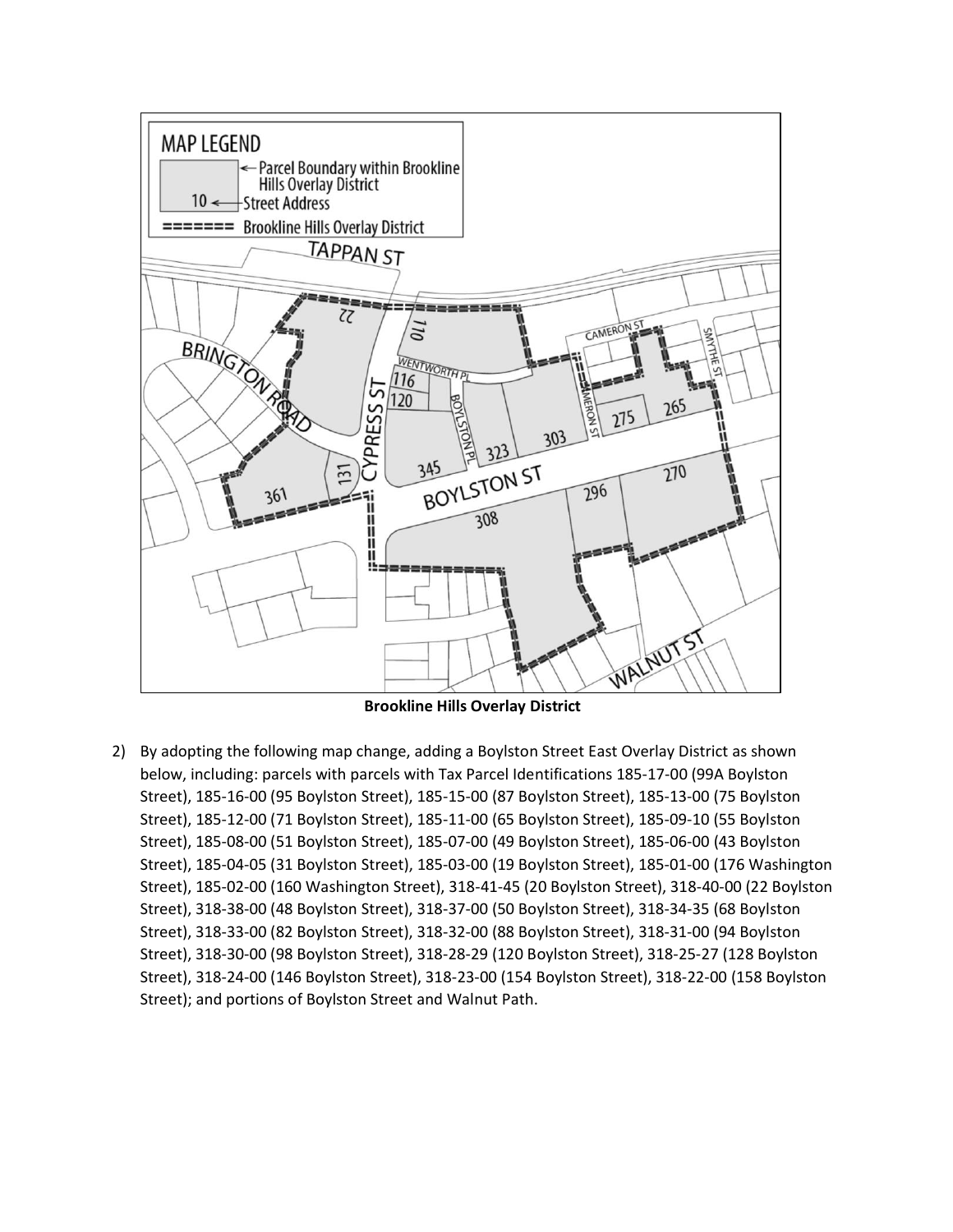**Brookline Hills Overlay District**

2) By adopting the following map change, adding a Boylston Street East Overlay District as shown below, including: parcels with parcels with Tax Parcel Identifications 185-17-00 (99A Boylston Street), 185-16-00 (95 Boylston Street), 185-15-00 (87 Boylston Street), 185-13-00 (75 Boylston Street), 185-12-00 (71 Boylston Street), 185-11-00 (65 Boylston Street), 185-09-10 (55 Boylston Street), 185-08-00 (51 Boylston Street), 185-07-00 (49 Boylston Street), 185-06-00 (43 Boylston Street), 185-04-05 (31 Boylston Street), 185-03-00 (19 Boylston Street), 185-01-00 (176 Washington Street), 185-02-00 (160 Washington Street), 318-41-45 (20 Boylston Street), 318-40-00 (22 Boylston Street), 318-38-00 (48 Boylston Street), 318-37-00 (50 Boylston Street), 318-34-35 (68 Boylston Street), 318-33-00 (82 Boylston Street), 318-32-00 (88 Boylston Street), 318-31-00 (94 Boylston Street), 318-30-00 (98 Boylston Street), 318-28-29 (120 Boylston Street), 318-25-27 (128 Boylston Street), 318-24-00 (146 Boylston Street), 318-23-00 (154 Boylston Street), 318-22-00 (158 Boylston Street); and portions of Boylston Street and Walnut Path.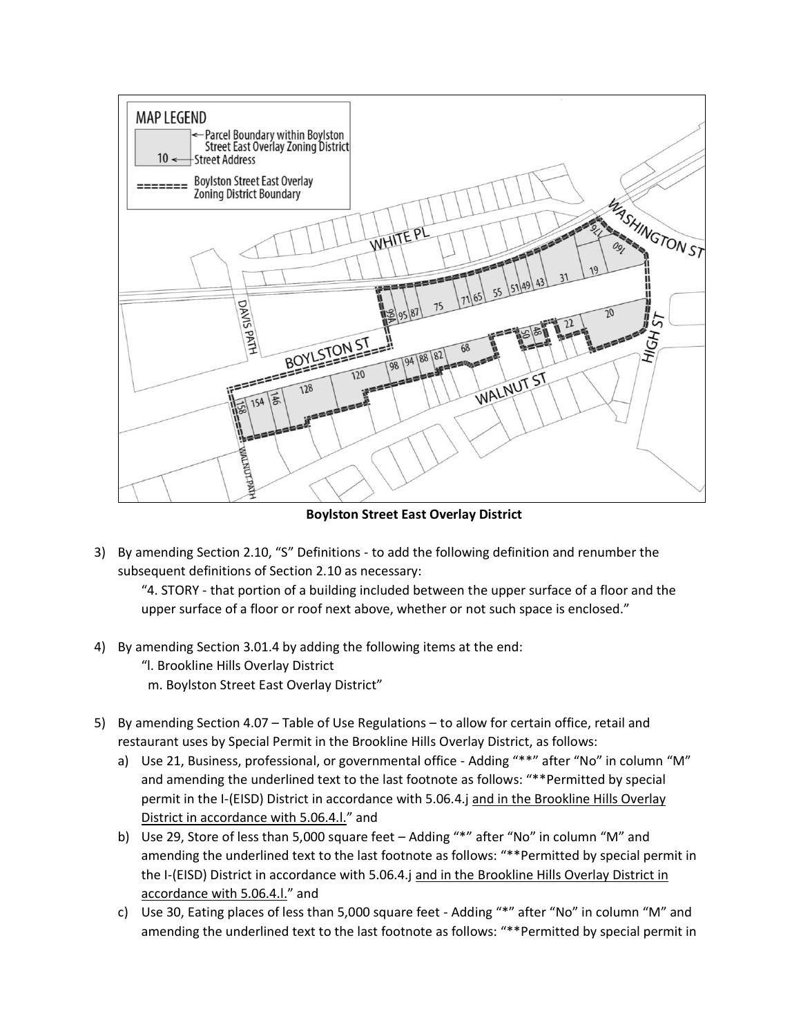**Boylston Street East Overlay District**

3) By amending Section 2.10, "S" Definitions - to add the following definition and renumber the subsequent definitions of Section 2.10 as necessary:

   "4. STORY - that portion of a building included between the upper surface of a floor and the upper surface of a floor or roof next above, whether or not such space is enclosed."

4) By amending Section 3.01.4 by adding the following items at the end:

   "l. Brookline Hills Overlay District
   m. Boylston Street East Overlay District"

5) By amending Section 4.07 – Table of Use Regulations – to allow for certain office, retail and restaurant uses by Special Permit in the Brookline Hills Overlay District, as follows:
   a) Use 21, Business, professional, or governmental office - Adding "**" after "No" in column "M" and amending the underlined text to the last footnote as follows: "**Permitted by special permit in the I-(EISD) District in accordance with 5.06.4.j <u>and in the Brookline Hills Overlay District in accordance with 5.06.4.l.</u>" and
   b) Use 29, Store of less than 5,000 square feet – Adding "*" after "No" in column "M" and amending the underlined text to the last footnote as follows: "**Permitted by special permit in the I-(EISD) District in accordance with 5.06.4.j <u>and in the Brookline Hills Overlay District in accordance with 5.06.4.l.</u>" and
   c) Use 30, Eating places of less than 5,000 square feet - Adding "*" after "No" in column "M" and amending the underlined text to the last footnote as follows: "**Permitted by special permit in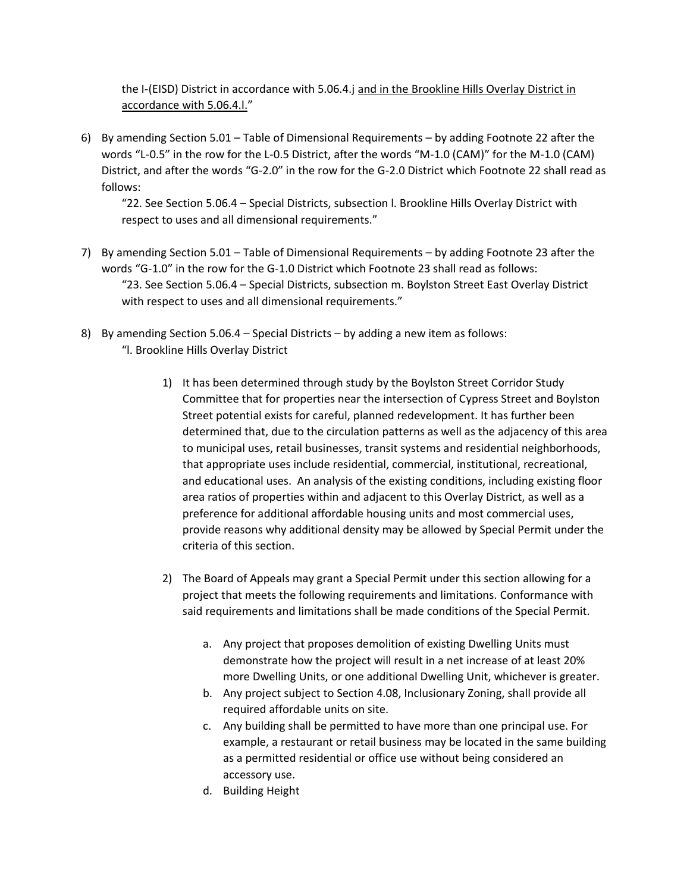the I-(EISD) District in accordance with 5.06.4.j <u>and in the Brookline Hills Overlay District in accordance with 5.06.4.l.</u>"

6) By amending Section 5.01 – Table of Dimensional Requirements – by adding Footnote 22 after the words "L-0.5" in the row for the L-0.5 District, after the words "M-1.0 (CAM)" for the M-1.0 (CAM) District, and after the words "G-2.0" in the row for the G-2.0 District which Footnote 22 shall read as follows:

   "22. See Section 5.06.4 – Special Districts, subsection l. Brookline Hills Overlay District with respect to uses and all dimensional requirements."

7) By amending Section 5.01 – Table of Dimensional Requirements – by adding Footnote 23 after the words "G-1.0" in the row for the G-1.0 District which Footnote 23 shall read as follows:

   "23. See Section 5.06.4 – Special Districts, subsection m. Boylston Street East Overlay District with respect to uses and all dimensional requirements."

8) By amending Section 5.06.4 – Special Districts – by adding a new item as follows:

   "l. Brookline Hills Overlay District

   1) It has been determined through study by the Boylston Street Corridor Study Committee that for properties near the intersection of Cypress Street and Boylston Street potential exists for careful, planned redevelopment. It has further been determined that, due to the circulation patterns as well as the adjacency of this area to municipal uses, retail businesses, transit systems and residential neighborhoods, that appropriate uses include residential, commercial, institutional, recreational, and educational uses. An analysis of the existing conditions, including existing floor area ratios of properties within and adjacent to this Overlay District, as well as a preference for additional affordable housing units and most commercial uses, provide reasons why additional density may be allowed by Special Permit under the criteria of this section.

   2) The Board of Appeals may grant a Special Permit under this section allowing for a project that meets the following requirements and limitations. Conformance with said requirements and limitations shall be made conditions of the Special Permit.

      a. Any project that proposes demolition of existing Dwelling Units must demonstrate how the project will result in a net increase of at least 20% more Dwelling Units, or one additional Dwelling Unit, whichever is greater.
      b. Any project subject to Section 4.08, Inclusionary Zoning, shall provide all required affordable units on site.
      c. Any building shall be permitted to have more than one principal use. For example, a restaurant or retail business may be located in the same building as a permitted residential or office use without being considered an accessory use.
      d. Building Height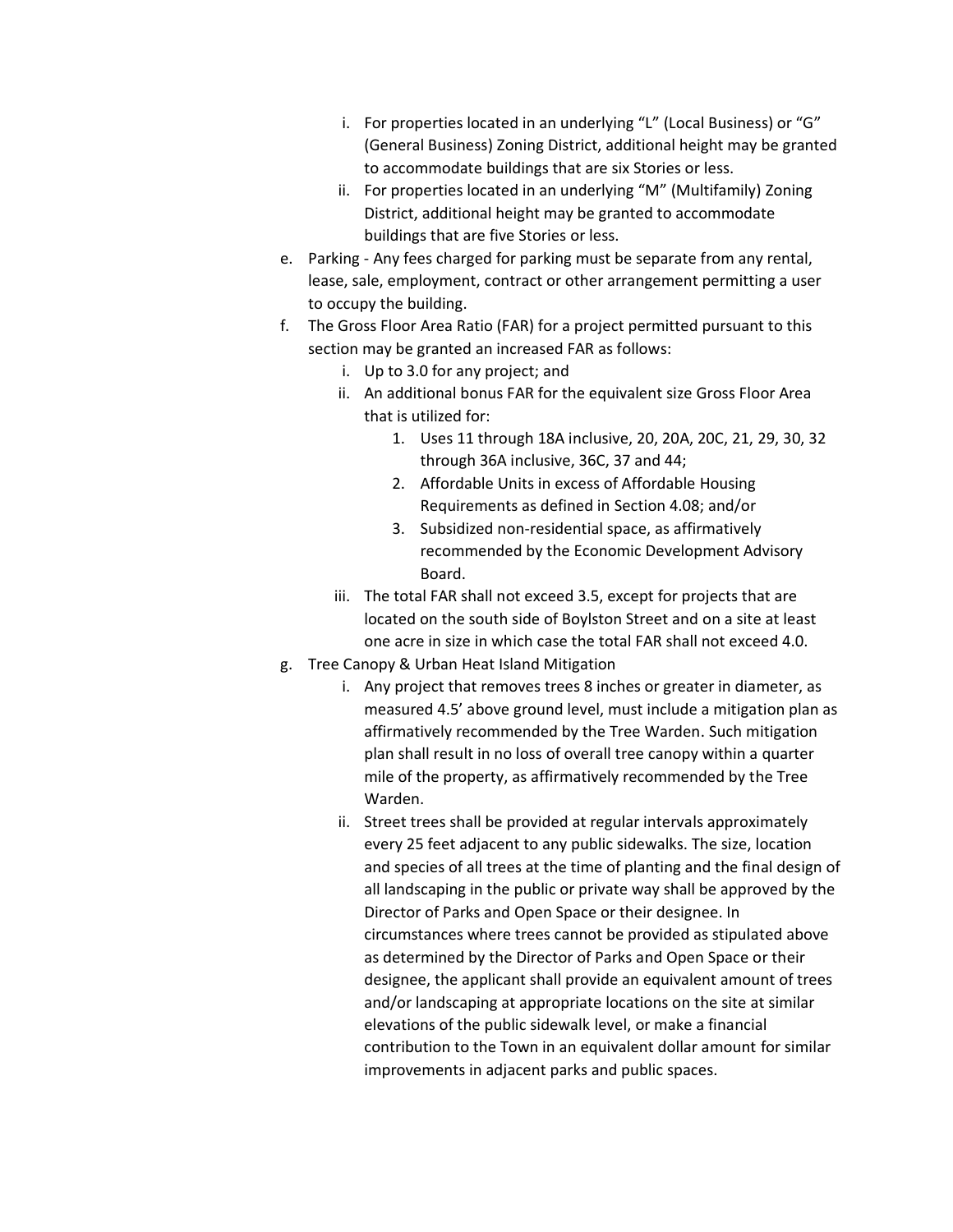- i. For properties located in an underlying "L" (Local Business) or "G" (General Business) Zoning District, additional height may be granted to accommodate buildings that are six Stories or less.
   - ii. For properties located in an underlying "M" (Multifamily) Zoning District, additional height may be granted to accommodate buildings that are five Stories or less.

- e. Parking - Any fees charged for parking must be separate from any rental, lease, sale, employment, contract or other arrangement permitting a user to occupy the building.
- f. The Gross Floor Area Ratio (FAR) for a project permitted pursuant to this section may be granted an increased FAR as follows:
   - i. Up to 3.0 for any project; and
   - ii. An additional bonus FAR for the equivalent size Gross Floor Area that is utilized for:
      1. Uses 11 through 18A inclusive, 20, 20A, 20C, 21, 29, 30, 32 through 36A inclusive, 36C, 37 and 44;
      2. Affordable Units in excess of Affordable Housing Requirements as defined in Section 4.08; and/or
      3. Subsidized non-residential space, as affirmatively recommended by the Economic Development Advisory Board.
   - iii. The total FAR shall not exceed 3.5, except for projects that are located on the south side of Boylston Street and on a site at least one acre in size in which case the total FAR shall not exceed 4.0.
- g. Tree Canopy & Urban Heat Island Mitigation
   - i. Any project that removes trees 8 inches or greater in diameter, as measured 4.5' above ground level, must include a mitigation plan as affirmatively recommended by the Tree Warden. Such mitigation plan shall result in no loss of overall tree canopy within a quarter mile of the property, as affirmatively recommended by the Tree Warden.
   - ii. Street trees shall be provided at regular intervals approximately every 25 feet adjacent to any public sidewalks. The size, location and species of all trees at the time of planting and the final design of all landscaping in the public or private way shall be approved by the Director of Parks and Open Space or their designee. In circumstances where trees cannot be provided as stipulated above as determined by the Director of Parks and Open Space or their designee, the applicant shall provide an equivalent amount of trees and/or landscaping at appropriate locations on the site at similar elevations of the public sidewalk level, or make a financial contribution to the Town in an equivalent dollar amount for similar improvements in adjacent parks and public spaces.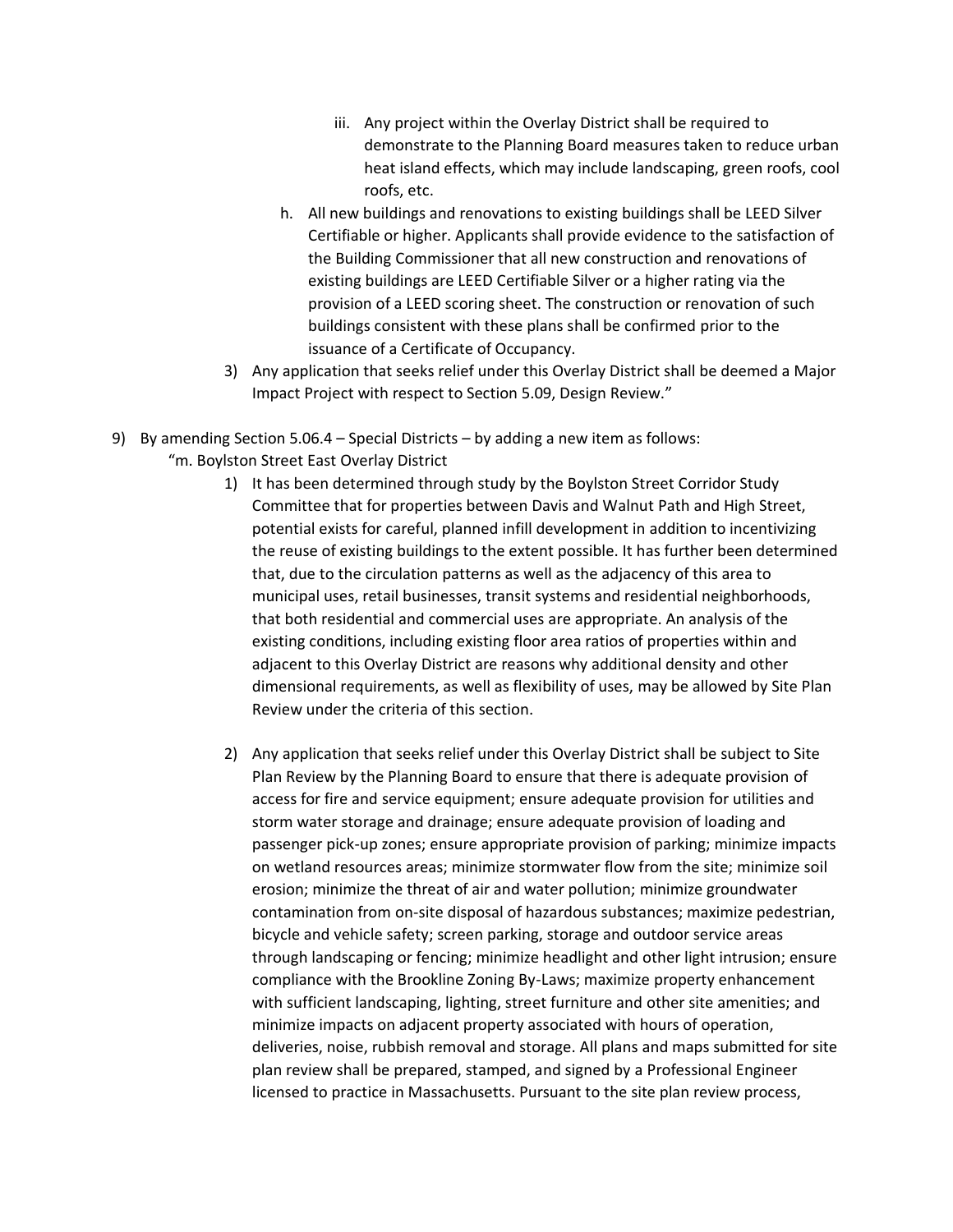iii. Any project within the Overlay District shall be required to demonstrate to the Planning Board measures taken to reduce urban heat island effects, which may include landscaping, green roofs, cool roofs, etc.

h. All new buildings and renovations to existing buildings shall be LEED Silver Certifiable or higher. Applicants shall provide evidence to the satisfaction of the Building Commissioner that all new construction and renovations of existing buildings are LEED Certifiable Silver or a higher rating via the provision of a LEED scoring sheet. The construction or renovation of such buildings consistent with these plans shall be confirmed prior to the issuance of a Certificate of Occupancy.

3) Any application that seeks relief under this Overlay District shall be deemed a Major Impact Project with respect to Section 5.09, Design Review."

9) By amending Section 5.06.4 – Special Districts – by adding a new item as follows:

"m. Boylston Street East Overlay District

1) It has been determined through study by the Boylston Street Corridor Study Committee that for properties between Davis and Walnut Path and High Street, potential exists for careful, planned infill development in addition to incentivizing the reuse of existing buildings to the extent possible. It has further been determined that, due to the circulation patterns as well as the adjacency of this area to municipal uses, retail businesses, transit systems and residential neighborhoods, that both residential and commercial uses are appropriate. An analysis of the existing conditions, including existing floor area ratios of properties within and adjacent to this Overlay District are reasons why additional density and other dimensional requirements, as well as flexibility of uses, may be allowed by Site Plan Review under the criteria of this section.

2) Any application that seeks relief under this Overlay District shall be subject to Site Plan Review by the Planning Board to ensure that there is adequate provision of access for fire and service equipment; ensure adequate provision for utilities and storm water storage and drainage; ensure adequate provision of loading and passenger pick-up zones; ensure appropriate provision of parking; minimize impacts on wetland resources areas; minimize stormwater flow from the site; minimize soil erosion; minimize the threat of air and water pollution; minimize groundwater contamination from on-site disposal of hazardous substances; maximize pedestrian, bicycle and vehicle safety; screen parking, storage and outdoor service areas through landscaping or fencing; minimize headlight and other light intrusion; ensure compliance with the Brookline Zoning By-Laws; maximize property enhancement with sufficient landscaping, lighting, street furniture and other site amenities; and minimize impacts on adjacent property associated with hours of operation, deliveries, noise, rubbish removal and storage. All plans and maps submitted for site plan review shall be prepared, stamped, and signed by a Professional Engineer licensed to practice in Massachusetts. Pursuant to the site plan review process,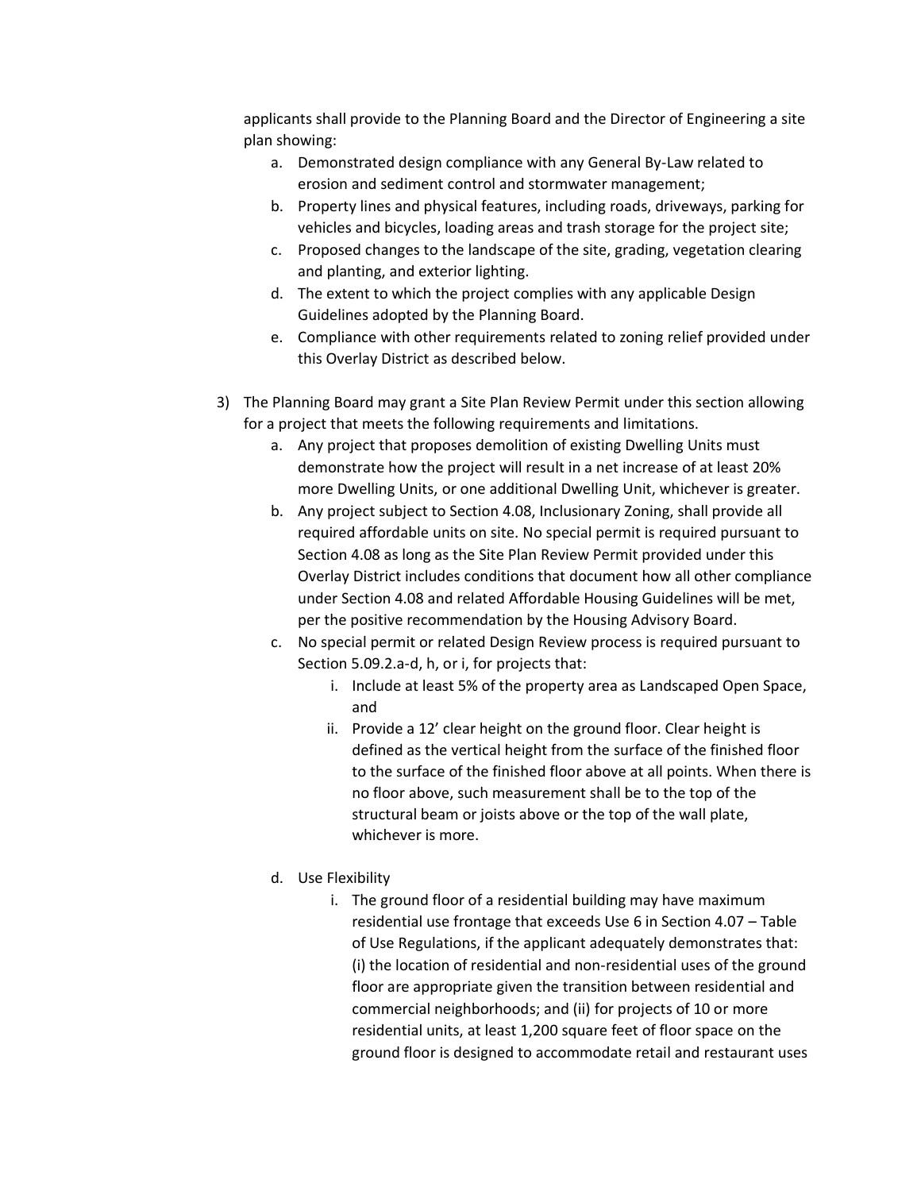applicants shall provide to the Planning Board and the Director of Engineering a site plan showing:

   a. Demonstrated design compliance with any General By-Law related to erosion and sediment control and stormwater management;
   b. Property lines and physical features, including roads, driveways, parking for vehicles and bicycles, loading areas and trash storage for the project site;
   c. Proposed changes to the landscape of the site, grading, vegetation clearing and planting, and exterior lighting.
   d. The extent to which the project complies with any applicable Design Guidelines adopted by the Planning Board.
   e. Compliance with other requirements related to zoning relief provided under this Overlay District as described below.

3) The Planning Board may grant a Site Plan Review Permit under this section allowing for a project that meets the following requirements and limitations.
   a. Any project that proposes demolition of existing Dwelling Units must demonstrate how the project will result in a net increase of at least 20% more Dwelling Units, or one additional Dwelling Unit, whichever is greater.
   b. Any project subject to Section 4.08, Inclusionary Zoning, shall provide all required affordable units on site. No special permit is required pursuant to Section 4.08 as long as the Site Plan Review Permit provided under this Overlay District includes conditions that document how all other compliance under Section 4.08 and related Affordable Housing Guidelines will be met, per the positive recommendation by the Housing Advisory Board.
   c. No special permit or related Design Review process is required pursuant to Section 5.09.2.a-d, h, or i, for projects that:
      i. Include at least 5% of the property area as Landscaped Open Space, and
      ii. Provide a 12' clear height on the ground floor. Clear height is defined as the vertical height from the surface of the finished floor to the surface of the finished floor above at all points. When there is no floor above, such measurement shall be to the top of the structural beam or joists above or the top of the wall plate, whichever is more.

   d. Use Flexibility
      i. The ground floor of a residential building may have maximum residential use frontage that exceeds Use 6 in Section 4.07 – Table of Use Regulations, if the applicant adequately demonstrates that: (i) the location of residential and non-residential uses of the ground floor are appropriate given the transition between residential and commercial neighborhoods; and (ii) for projects of 10 or more residential units, at least 1,200 square feet of floor space on the ground floor is designed to accommodate retail and restaurant uses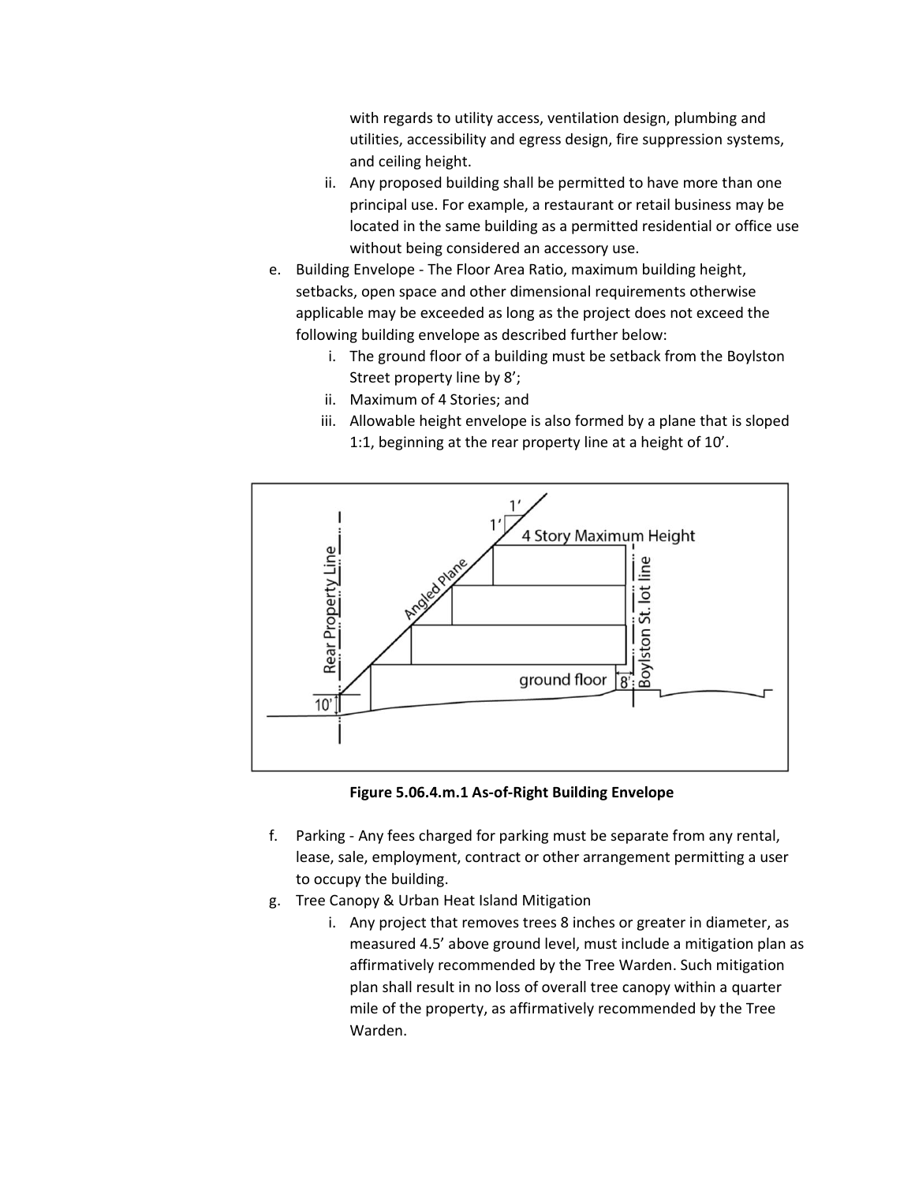with regards to utility access, ventilation design, plumbing and utilities, accessibility and egress design, fire suppression systems, and ceiling height.

   ii. Any proposed building shall be permitted to have more than one principal use. For example, a restaurant or retail business may be located in the same building as a permitted residential or office use without being considered an accessory use.

e. Building Envelope - The Floor Area Ratio, maximum building height, setbacks, open space and other dimensional requirements otherwise applicable may be exceeded as long as the project does not exceed the following building envelope as described further below:

   i. The ground floor of a building must be setback from the Boylston Street property line by 8';
   ii. Maximum of 4 Stories; and
   iii. Allowable height envelope is also formed by a plane that is sloped 1:1, beginning at the rear property line at a height of 10'.

**Figure 5.06.4.m.1 As-of-Right Building Envelope**

f. Parking - Any fees charged for parking must be separate from any rental, lease, sale, employment, contract or other arrangement permitting a user to occupy the building.

g. Tree Canopy & Urban Heat Island Mitigation

   i. Any project that removes trees 8 inches or greater in diameter, as measured 4.5' above ground level, must include a mitigation plan as affirmatively recommended by the Tree Warden. Such mitigation plan shall result in no loss of overall tree canopy within a quarter mile of the property, as affirmatively recommended by the Tree Warden.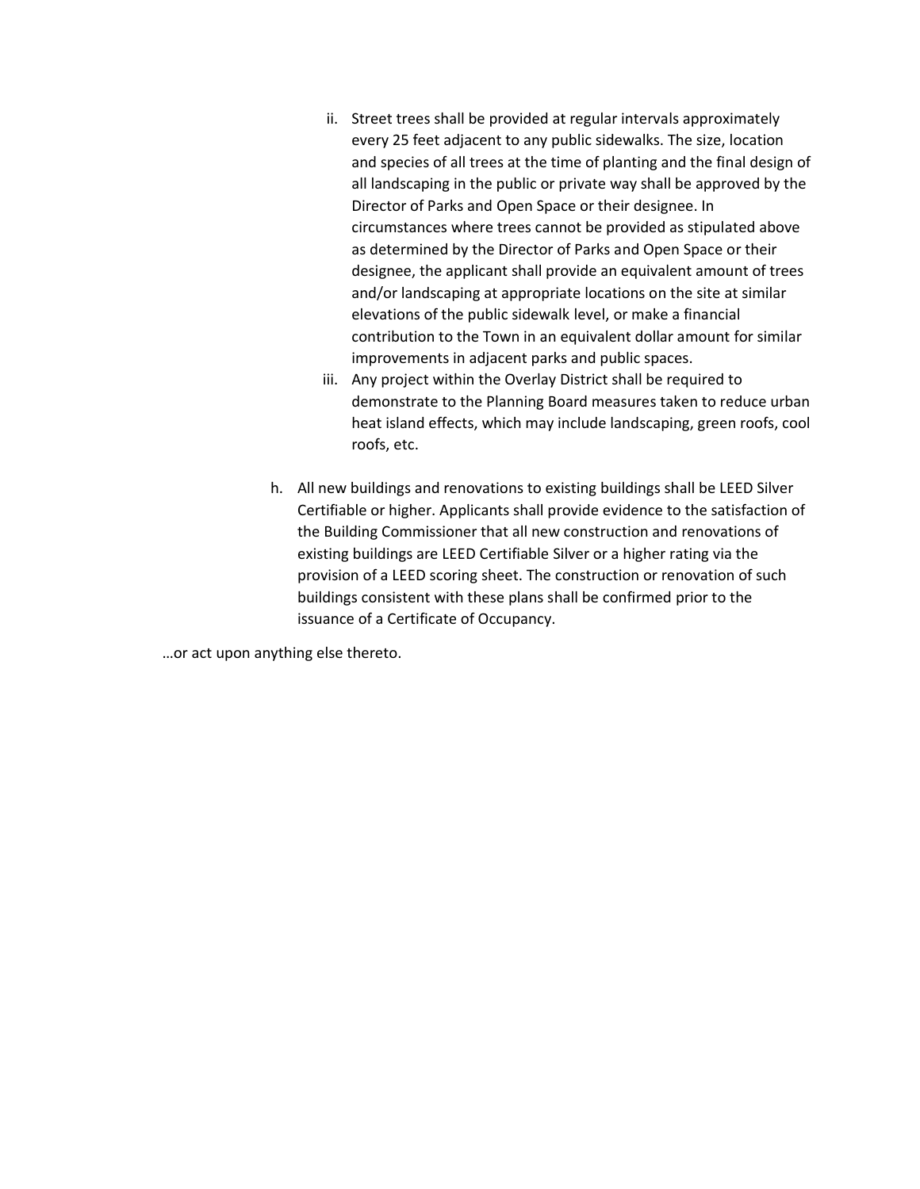ii. Street trees shall be provided at regular intervals approximately every 25 feet adjacent to any public sidewalks. The size, location and species of all trees at the time of planting and the final design of all landscaping in the public or private way shall be approved by the Director of Parks and Open Space or their designee. In circumstances where trees cannot be provided as stipulated above as determined by the Director of Parks and Open Space or their designee, the applicant shall provide an equivalent amount of trees and/or landscaping at appropriate locations on the site at similar elevations of the public sidewalk level, or make a financial contribution to the Town in an equivalent dollar amount for similar improvements in adjacent parks and public spaces.

iii. Any project within the Overlay District shall be required to demonstrate to the Planning Board measures taken to reduce urban heat island effects, which may include landscaping, green roofs, cool roofs, etc.

h. All new buildings and renovations to existing buildings shall be LEED Silver Certifiable or higher. Applicants shall provide evidence to the satisfaction of the Building Commissioner that all new construction and renovations of existing buildings are LEED Certifiable Silver or a higher rating via the provision of a LEED scoring sheet. The construction or renovation of such buildings consistent with these plans shall be confirmed prior to the issuance of a Certificate of Occupancy.

…or act upon anything else thereto.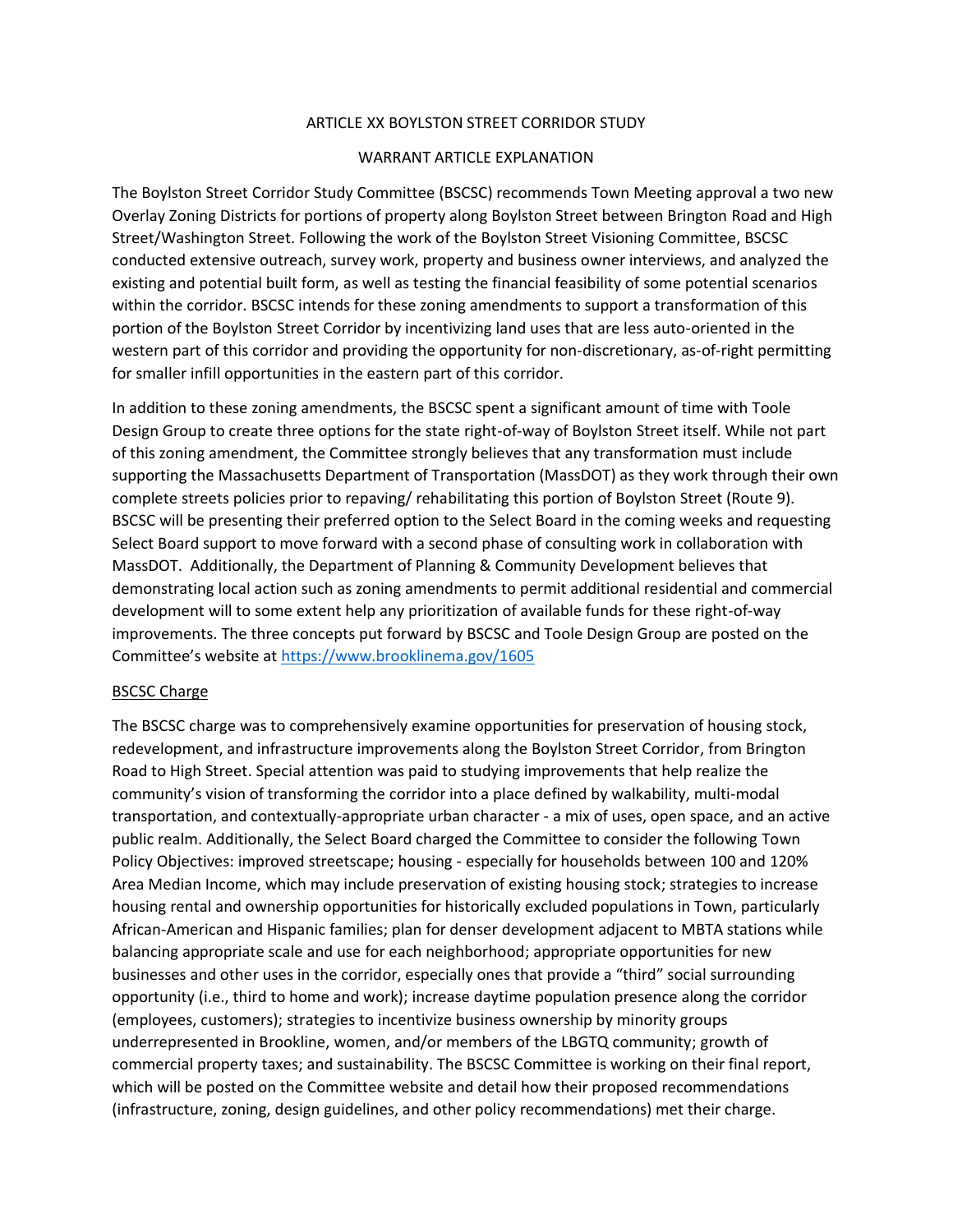ARTICLE XX BOYLSTON STREET CORRIDOR STUDY

WARRANT ARTICLE EXPLANATION

The Boylston Street Corridor Study Committee (BSCSC) recommends Town Meeting approval a two new Overlay Zoning Districts for portions of property along Boylston Street between Brington Road and High Street/Washington Street. Following the work of the Boylston Street Visioning Committee, BSCSC conducted extensive outreach, survey work, property and business owner interviews, and analyzed the existing and potential built form, as well as testing the financial feasibility of some potential scenarios within the corridor. BSCSC intends for these zoning amendments to support a transformation of this portion of the Boylston Street Corridor by incentivizing land uses that are less auto-oriented in the western part of this corridor and providing the opportunity for non-discretionary, as-of-right permitting for smaller infill opportunities in the eastern part of this corridor.

In addition to these zoning amendments, the BSCSC spent a significant amount of time with Toole Design Group to create three options for the state right-of-way of Boylston Street itself. While not part of this zoning amendment, the Committee strongly believes that any transformation must include supporting the Massachusetts Department of Transportation (MassDOT) as they work through their own complete streets policies prior to repaving/ rehabilitating this portion of Boylston Street (Route 9). BSCSC will be presenting their preferred option to the Select Board in the coming weeks and requesting Select Board support to move forward with a second phase of consulting work in collaboration with MassDOT. Additionally, the Department of Planning & Community Development believes that demonstrating local action such as zoning amendments to permit additional residential and commercial development will to some extent help any prioritization of available funds for these right-of-way improvements. The three concepts put forward by BSCSC and Toole Design Group are posted on the Committee's website at [https://www.brooklinema.gov/1605](https://www.brooklinema.gov/1605)

<u>BSCSC Charge</u>

The BSCSC charge was to comprehensively examine opportunities for preservation of housing stock, redevelopment, and infrastructure improvements along the Boylston Street Corridor, from Brington Road to High Street. Special attention was paid to studying improvements that help realize the community's vision of transforming the corridor into a place defined by walkability, multi-modal transportation, and contextually-appropriate urban character - a mix of uses, open space, and an active public realm. Additionally, the Select Board charged the Committee to consider the following Town Policy Objectives: improved streetscape; housing - especially for households between 100 and 120% Area Median Income, which may include preservation of existing housing stock; strategies to increase housing rental and ownership opportunities for historically excluded populations in Town, particularly African-American and Hispanic families; plan for denser development adjacent to MBTA stations while balancing appropriate scale and use for each neighborhood; appropriate opportunities for new businesses and other uses in the corridor, especially ones that provide a "third" social surrounding opportunity (i.e., third to home and work); increase daytime population presence along the corridor (employees, customers); strategies to incentivize business ownership by minority groups underrepresented in Brookline, women, and/or members of the LBGTQ community; growth of commercial property taxes; and sustainability. The BSCSC Committee is working on their final report, which will be posted on the Committee website and detail how their proposed recommendations (infrastructure, zoning, design guidelines, and other policy recommendations) met their charge.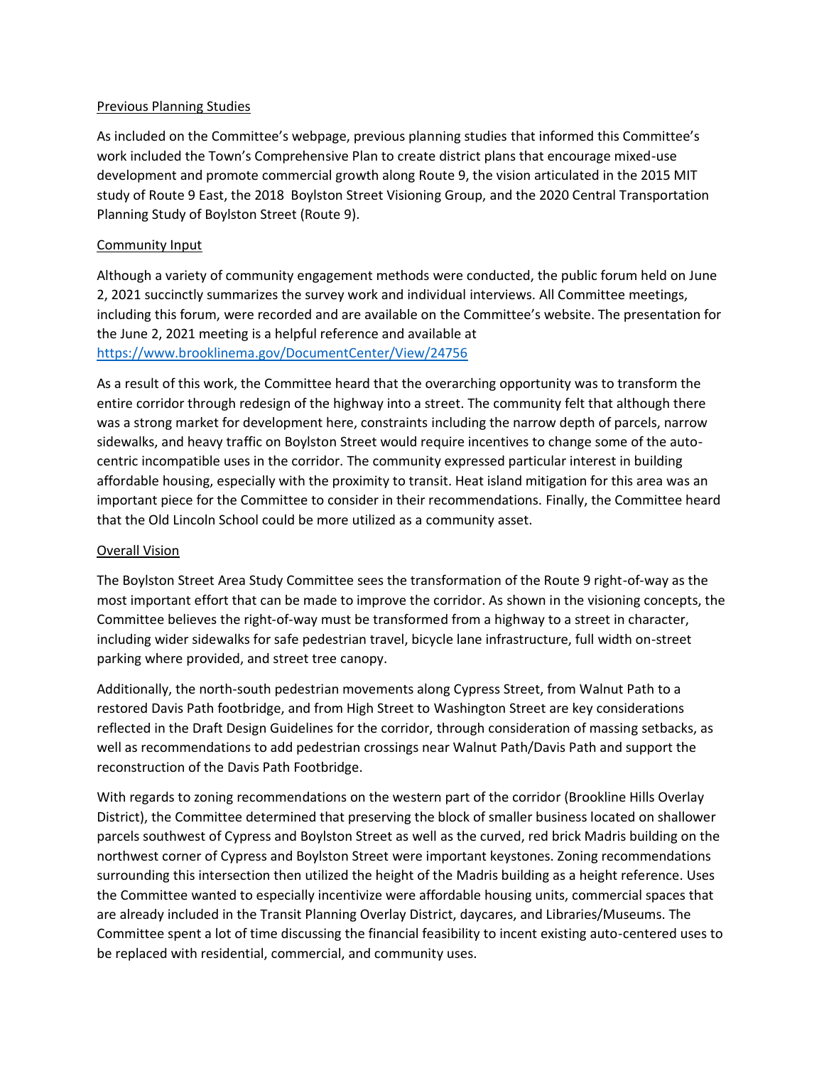<u>Previous Planning Studies</u>

As included on the Committee's webpage, previous planning studies that informed this Committee's work included the Town's Comprehensive Plan to create district plans that encourage mixed-use development and promote commercial growth along Route 9, the vision articulated in the 2015 MIT study of Route 9 East, the 2018 Boylston Street Visioning Group, and the 2020 Central Transportation Planning Study of Boylston Street (Route 9).

<u>Community Input</u>

Although a variety of community engagement methods were conducted, the public forum held on June 2, 2021 succinctly summarizes the survey work and individual interviews. All Committee meetings, including this forum, were recorded and are available on the Committee's website. The presentation for the June 2, 2021 meeting is a helpful reference and available at https://www.brooklinema.gov/DocumentCenter/View/24756

As a result of this work, the Committee heard that the overarching opportunity was to transform the entire corridor through redesign of the highway into a street. The community felt that although there was a strong market for development here, constraints including the narrow depth of parcels, narrow sidewalks, and heavy traffic on Boylston Street would require incentives to change some of the auto-centric incompatible uses in the corridor. The community expressed particular interest in building affordable housing, especially with the proximity to transit. Heat island mitigation for this area was an important piece for the Committee to consider in their recommendations. Finally, the Committee heard that the Old Lincoln School could be more utilized as a community asset.

<u>Overall Vision</u>

The Boylston Street Area Study Committee sees the transformation of the Route 9 right-of-way as the most important effort that can be made to improve the corridor. As shown in the visioning concepts, the Committee believes the right-of-way must be transformed from a highway to a street in character, including wider sidewalks for safe pedestrian travel, bicycle lane infrastructure, full width on-street parking where provided, and street tree canopy.

Additionally, the north-south pedestrian movements along Cypress Street, from Walnut Path to a restored Davis Path footbridge, and from High Street to Washington Street are key considerations reflected in the Draft Design Guidelines for the corridor, through consideration of massing setbacks, as well as recommendations to add pedestrian crossings near Walnut Path/Davis Path and support the reconstruction of the Davis Path Footbridge.

With regards to zoning recommendations on the western part of the corridor (Brookline Hills Overlay District), the Committee determined that preserving the block of smaller business located on shallower parcels southwest of Cypress and Boylston Street as well as the curved, red brick Madris building on the northwest corner of Cypress and Boylston Street were important keystones. Zoning recommendations surrounding this intersection then utilized the height of the Madris building as a height reference. Uses the Committee wanted to especially incentivize were affordable housing units, commercial spaces that are already included in the Transit Planning Overlay District, daycares, and Libraries/Museums. The Committee spent a lot of time discussing the financial feasibility to incent existing auto-centered uses to be replaced with residential, commercial, and community uses.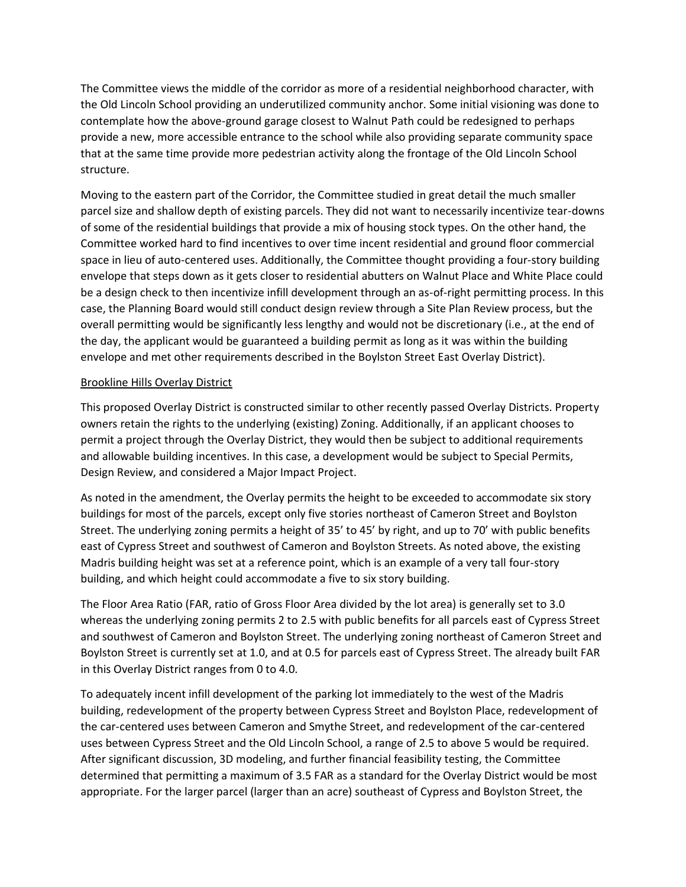The Committee views the middle of the corridor as more of a residential neighborhood character, with the Old Lincoln School providing an underutilized community anchor. Some initial visioning was done to contemplate how the above-ground garage closest to Walnut Path could be redesigned to perhaps provide a new, more accessible entrance to the school while also providing separate community space that at the same time provide more pedestrian activity along the frontage of the Old Lincoln School structure.

Moving to the eastern part of the Corridor, the Committee studied in great detail the much smaller parcel size and shallow depth of existing parcels. They did not want to necessarily incentivize tear-downs of some of the residential buildings that provide a mix of housing stock types. On the other hand, the Committee worked hard to find incentives to over time incent residential and ground floor commercial space in lieu of auto-centered uses. Additionally, the Committee thought providing a four-story building envelope that steps down as it gets closer to residential abutters on Walnut Place and White Place could be a design check to then incentivize infill development through an as-of-right permitting process. In this case, the Planning Board would still conduct design review through a Site Plan Review process, but the overall permitting would be significantly less lengthy and would not be discretionary (i.e., at the end of the day, the applicant would be guaranteed a building permit as long as it was within the building envelope and met other requirements described in the Boylston Street East Overlay District).

<u>Brookline Hills Overlay District</u>

This proposed Overlay District is constructed similar to other recently passed Overlay Districts. Property owners retain the rights to the underlying (existing) Zoning. Additionally, if an applicant chooses to permit a project through the Overlay District, they would then be subject to additional requirements and allowable building incentives. In this case, a development would be subject to Special Permits, Design Review, and considered a Major Impact Project.

As noted in the amendment, the Overlay permits the height to be exceeded to accommodate six story buildings for most of the parcels, except only five stories northeast of Cameron Street and Boylston Street. The underlying zoning permits a height of 35' to 45' by right, and up to 70' with public benefits east of Cypress Street and southwest of Cameron and Boylston Streets. As noted above, the existing Madris building height was set at a reference point, which is an example of a very tall four-story building, and which height could accommodate a five to six story building.

The Floor Area Ratio (FAR, ratio of Gross Floor Area divided by the lot area) is generally set to 3.0 whereas the underlying zoning permits 2 to 2.5 with public benefits for all parcels east of Cypress Street and southwest of Cameron and Boylston Street. The underlying zoning northeast of Cameron Street and Boylston Street is currently set at 1.0, and at 0.5 for parcels east of Cypress Street. The already built FAR in this Overlay District ranges from 0 to 4.0.

To adequately incent infill development of the parking lot immediately to the west of the Madris building, redevelopment of the property between Cypress Street and Boylston Place, redevelopment of the car-centered uses between Cameron and Smythe Street, and redevelopment of the car-centered uses between Cypress Street and the Old Lincoln School, a range of 2.5 to above 5 would be required. After significant discussion, 3D modeling, and further financial feasibility testing, the Committee determined that permitting a maximum of 3.5 FAR as a standard for the Overlay District would be most appropriate. For the larger parcel (larger than an acre) southeast of Cypress and Boylston Street, the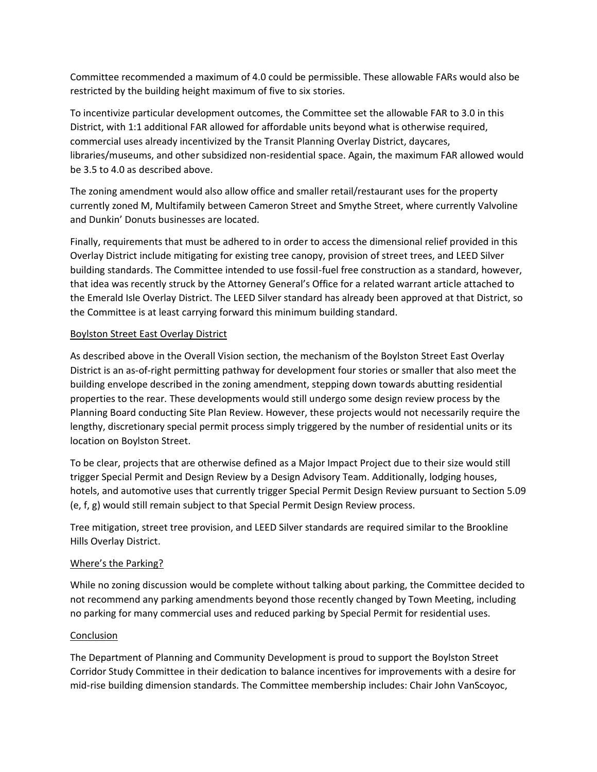Committee recommended a maximum of 4.0 could be permissible. These allowable FARs would also be restricted by the building height maximum of five to six stories.

To incentivize particular development outcomes, the Committee set the allowable FAR to 3.0 in this District, with 1:1 additional FAR allowed for affordable units beyond what is otherwise required, commercial uses already incentivized by the Transit Planning Overlay District, daycares, libraries/museums, and other subsidized non-residential space. Again, the maximum FAR allowed would be 3.5 to 4.0 as described above.

The zoning amendment would also allow office and smaller retail/restaurant uses for the property currently zoned M, Multifamily between Cameron Street and Smythe Street, where currently Valvoline and Dunkin' Donuts businesses are located.

Finally, requirements that must be adhered to in order to access the dimensional relief provided in this Overlay District include mitigating for existing tree canopy, provision of street trees, and LEED Silver building standards. The Committee intended to use fossil-fuel free construction as a standard, however, that idea was recently struck by the Attorney General's Office for a related warrant article attached to the Emerald Isle Overlay District. The LEED Silver standard has already been approved at that District, so the Committee is at least carrying forward this minimum building standard.

## Boylston Street East Overlay District

As described above in the Overall Vision section, the mechanism of the Boylston Street East Overlay District is an as-of-right permitting pathway for development four stories or smaller that also meet the building envelope described in the zoning amendment, stepping down towards abutting residential properties to the rear. These developments would still undergo some design review process by the Planning Board conducting Site Plan Review. However, these projects would not necessarily require the lengthy, discretionary special permit process simply triggered by the number of residential units or its location on Boylston Street.

To be clear, projects that are otherwise defined as a Major Impact Project due to their size would still trigger Special Permit and Design Review by a Design Advisory Team. Additionally, lodging houses, hotels, and automotive uses that currently trigger Special Permit Design Review pursuant to Section 5.09 (e, f, g) would still remain subject to that Special Permit Design Review process.

Tree mitigation, street tree provision, and LEED Silver standards are required similar to the Brookline Hills Overlay District.

## Where's the Parking?

While no zoning discussion would be complete without talking about parking, the Committee decided to not recommend any parking amendments beyond those recently changed by Town Meeting, including no parking for many commercial uses and reduced parking by Special Permit for residential uses.

## Conclusion

The Department of Planning and Community Development is proud to support the Boylston Street Corridor Study Committee in their dedication to balance incentives for improvements with a desire for mid-rise building dimension standards. The Committee membership includes: Chair John VanScoyoc,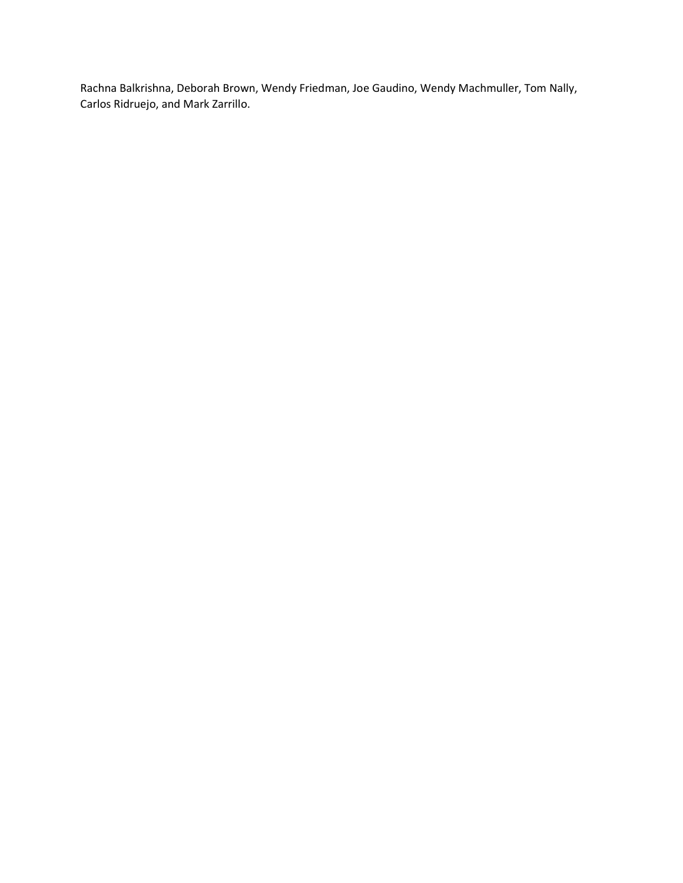Rachna Balkrishna, Deborah Brown, Wendy Friedman, Joe Gaudino, Wendy Machmuller, Tom Nally, Carlos Ridruejo, and Mark Zarrillo.